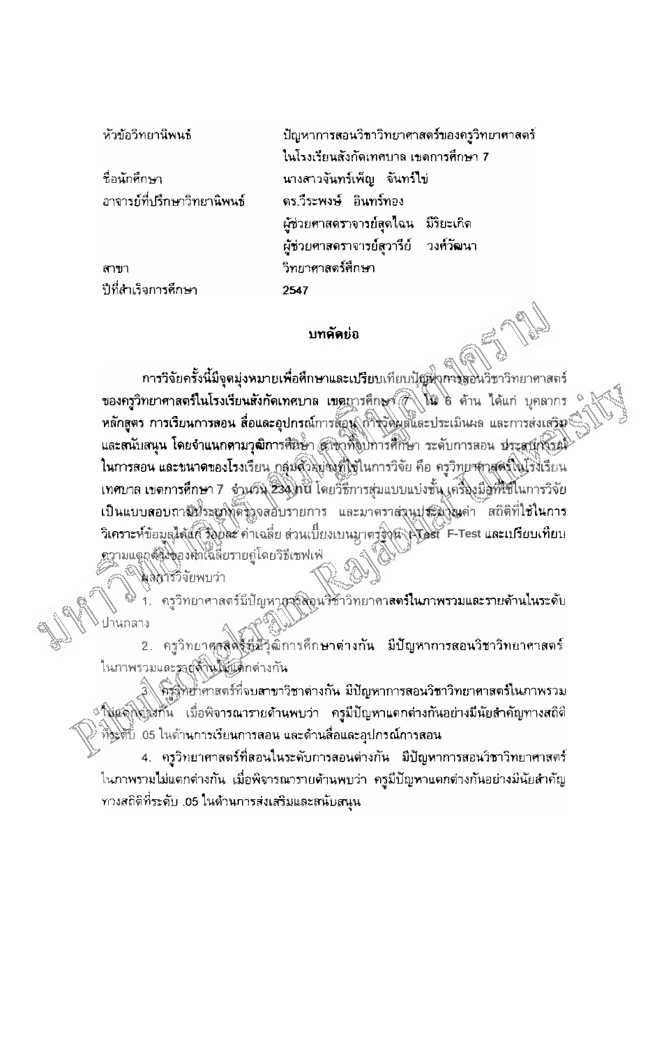| | |
|---|---|
| หัวข้อวิทยานิพนธ์ | ปัญหาการสอนวิชาวิทยาศาสตร์ของครูวิทยาศาสตร์ ในโรงเรียนสังกัดเทศบาล เขตการศึกษา 7 |
| ชื่อนักศึกษา | นางสาวจันทร์เพ็ญ จันทร์ไข่ |
| อาจารย์ที่ปรึกษาวิทยานิพนธ์ | ดร.วีระพงษ์ อินทร์ทอง |
| | ผู้ช่วยศาสตราจารย์สุดไฉน มีริยะเกิด |
| | ผู้ช่วยศาสตราจารย์สุวารีย์ วงศ์วัฒนา |
| สาขา | วิทยาศาสตร์ศึกษา |
| ปีที่สำเร็จการศึกษา | 2547 |

## บทคัดย่อ

การวิจัยครั้งนี้มีจุดมุ่งหมายเพื่อศึกษาและเปรียบเทียบปัญหาการสอนวิชาวิทยาศาสตร์ของครูวิทยาศาสตร์ในโรงเรียนสังกัดเทศบาล เขตการศึกษา 7 ใน 6 ด้าน ได้แก่ บุคลากร หลักสูตร การเรียนการสอน สื่อและอุปกรณ์การสอน การวัดผลและประเมินผล และการส่งเสริมและสนับสนุน โดยจำแนกตามวุฒิการศึกษา สาขาที่จบการศึกษา ระดับการสอน ประสบการณ์ในการสอน และขนาดของโรงเรียน กลุ่มตัวอย่างที่ใช้ในการวิจัย คือ ครูวิทยาศาสตร์ในโรงเรียนเทศบาล เขตการศึกษา 7 จำนวน 234 คน โดยวิธีการสุ่มแบบแบ่งชั้น เครื่องมือที่ใช้ในการวิจัยเป็นแบบสอบถามประเภทตรวจสอบรายการ และมาตราส่วนประมาณค่า สถิติที่ใช้ในการวิเคราะห์ข้อมูลได้แก่ ร้อยละ ค่าเฉลี่ย ส่วนเบี่ยงเบนมาตรฐาน t-Test F-Test และเปรียบเทียบความแตกต่างของค่าเฉลี่ยรายคู่โดยวิธีเชฟเฟ่

ผลการวิจัยพบว่า

1. ครูวิทยาศาสตร์มีปัญหาการสอนวิชาวิทยาศาสตร์ในภาพรวมและรายด้านในระดับปานกลาง

2. ครูวิทยาศาสตร์ที่มีวุฒิการศึกษาต่างกัน มีปัญหาการสอนวิชาวิทยาศาสตร์ในภาพรวมและรายด้านไม่แตกต่างกัน

3. ครูวิทยาศาสตร์ที่จบสาขาวิชาต่างกัน มีปัญหาการสอนวิชาวิทยาศาสตร์ในภาพรวมไม่แตกต่างกัน เมื่อพิจารณารายด้านพบว่า ครูมีปัญหาแตกต่างกันอย่างมีนัยสำคัญทางสถิติที่ระดับ .05 ในด้านการเรียนการสอน และด้านสื่อและอุปกรณ์การสอน

4. ครูวิทยาศาสตร์ที่สอนในระดับการสอนต่างกัน มีปัญหาการสอนวิชาวิทยาศาสตร์ในภาพรวมไม่แตกต่างกัน เมื่อพิจารณารายด้านพบว่า ครูมีปัญหาแตกต่างกันอย่างมีนัยสำคัญทางสถิติที่ระดับ .05 ในด้านการส่งเสริมและสนับสนุน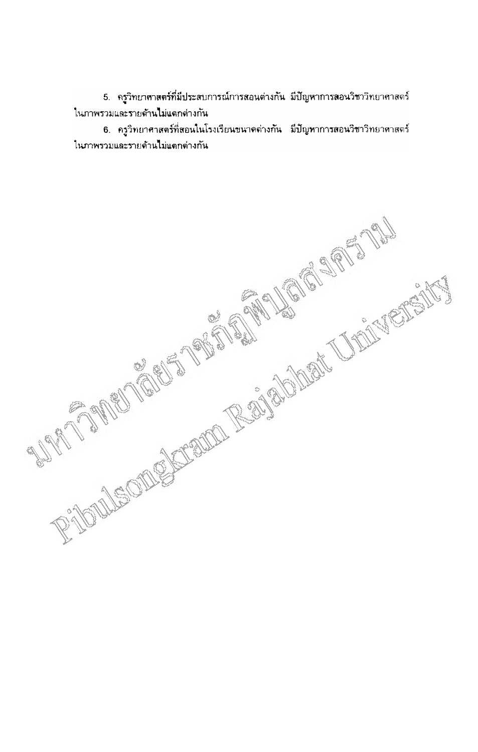5. ครูวิทยาศาสตร์ที่มีประสบการณ์การสอนต่างกัน มีปัญหาการสอนวิชาวิทยาศาสตร์ในภาพรวมและรายด้านไม่แตกต่างกัน

6. ครูวิทยาศาสตร์ที่สอนในโรงเรียนขนาดต่างกัน มีปัญหาการสอนวิชาวิทยาศาสตร์ในภาพรวมและรายด้านไม่แตกต่างกัน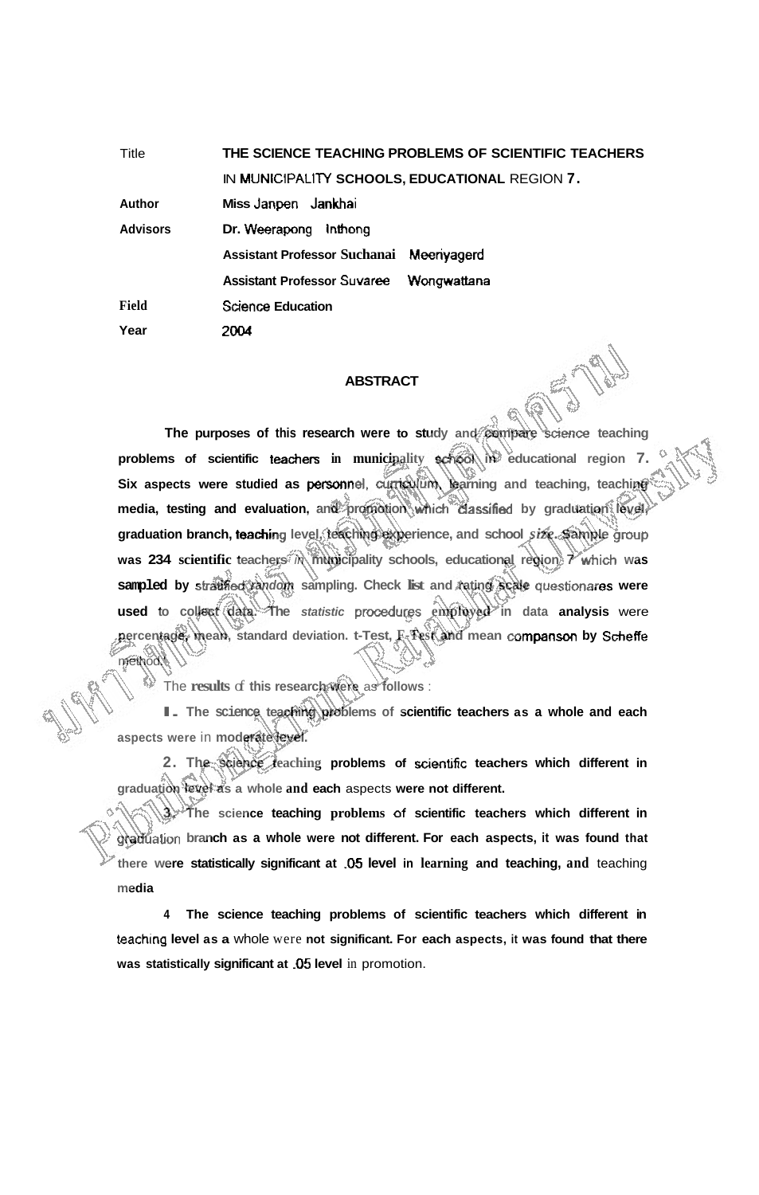| Title | THE SCIENCE TEACHING PROBLEMS OF SCIENTIFIC TEACHERS IN MUNICIPALITY SCHOOLS, EDUCATIONAL REGION 7. |
|---|---|
| Author | Miss Janpen Jankhai |
| Advisors | Dr. Weerapong Inthong |
| | Assistant Professor Suchanai Meeriyagerd |
| | Assistant Professor Suvaree Wongwattana |
| Field | Science Education |
| Year | 2004 |

## ABSTRACT

The purposes of this research were to study and compare science teaching problems of scientific teachers in municipality school in educational region 7. Six aspects were studied as personnel, curriculum, learning and teaching, teaching media, testing and evaluation, and promotion which classified by graduation level, graduation branch, teaching level, teaching experience, and school *size*. Sample group was 234 scientific teachers in municipality schools, educational region 7 which was sampled by stratified *random* sampling. Check list and rating scale questionares were used to collect data. The *statistic* procedures employed in data analysis were percentage, mean, standard deviation. t-Test, F-Test and mean companson by Scheffe method.

The results of this research were as follows :

1. The science teaching problems of scientific teachers as a whole and each aspects were in moderate level.

2. The science teaching problems of scientific teachers which different in graduation level as a whole and each aspects were not different.

3. The science teaching problems of scientific teachers which different in graduation branch as a whole were not different. For each aspects, it was found that there were statistically significant at .05 level in learning and teaching, and teaching media

4 The science teaching problems of scientific teachers which different in teaching level as a whole were not significant. For each aspects, it was found that there was statistically significant at .05 level in promotion.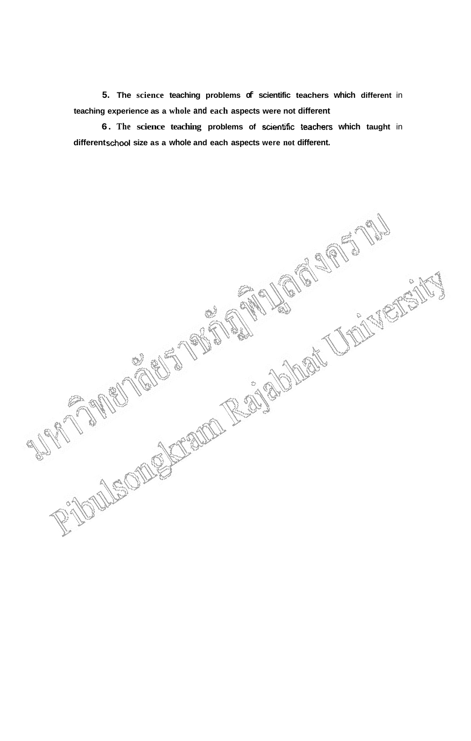5. The science teaching problems of scientific teachers which different in teaching experience as a whole and each aspects were not different

6. The science teaching problems of scientific teachers which taught in different school size as a whole and each aspects were not different.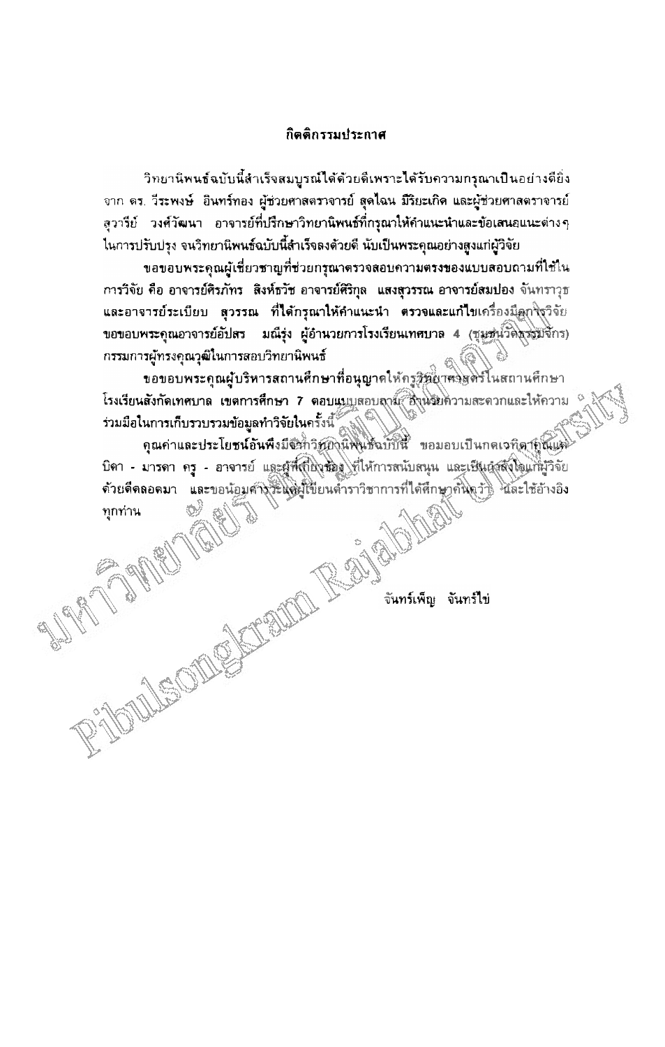# กิตติกรรมประกาศ

วิทยานิพนธ์ฉบับนี้สำเร็จสมบูรณ์ได้ด้วยดีเพราะได้รับความกรุณาเป็นอย่างดียิ่งจาก ดร. วีระพงษ์ อินทร์ทอง ผู้ช่วยศาสตราจารย์ สุดไฉน มีริยะเกิด และผู้ช่วยศาสตราจารย์ สุวารีย์ วงศ์วัฒนา อาจารย์ที่ปรึกษาวิทยานิพนธ์ที่กรุณาให้คำแนะนำและข้อเสนอแนะต่างๆ ในการปรับปรุง จนวิทยานิพนธ์ฉบับนี้สำเร็จลงด้วยดี นับเป็นพระคุณอย่างสูงแก่ผู้วิจัย

ขอขอบพระคุณผู้เชี่ยวชาญที่ช่วยกรุณาตรวจสอบความตรงของแบบสอบถามที่ใช้ในการวิจัย คือ อาจารย์ศิรภัทร สิงห์ธวัช อาจารย์ศิริกุล แสงสุวรรณ อาจารย์สมปอง จันทราวุธ และอาจารย์ระเบียบ สุวรรณ ที่ได้กรุณาให้คำแนะนำ ตรวจและแก้ไขเครื่องมือการวิจัย ขอขอบพระคุณอาจารย์อัปสร มณีรุ่ง ผู้อำนวยการโรงเรียนเทศบาล 4 (ชุมชนวัดธรรมจักร) กรรมการผู้ทรงคุณวุฒิในการสอบวิทยานิพนธ์

ขอขอบพระคุณผู้บริหารสถานศึกษาที่อนุญาตให้ครูวิทยาศาสตร์ในสถานศึกษาโรงเรียนสังกัดเทศบาล เขตการศึกษา 7 ตอบแบบสอบถาม อำนวยความสะดวกและให้ความร่วมมือในการเก็บรวบรวมข้อมูลทำวิจัยในครั้งนี้

คุณค่าและประโยชน์อันพึงมีจากวิทยานิพนธ์ฉบับนี้ ขอมอบเป็นกตเวทิตาคุณแด่บิดา - มารดา ครู - อาจารย์ และผู้ที่เกี่ยวข้อง ที่ให้การสนับสนุน และเป็นกำลังใจแก่ผู้วิจัยด้วยดีตลอดมา และขอน้อมคารวะแด่ผู้เขียนตำราวิชาการที่ได้ศึกษาค้นคว้า และใช้อ้างอิงทุกท่าน

จันทร์เพ็ญ จันทร์ไข่